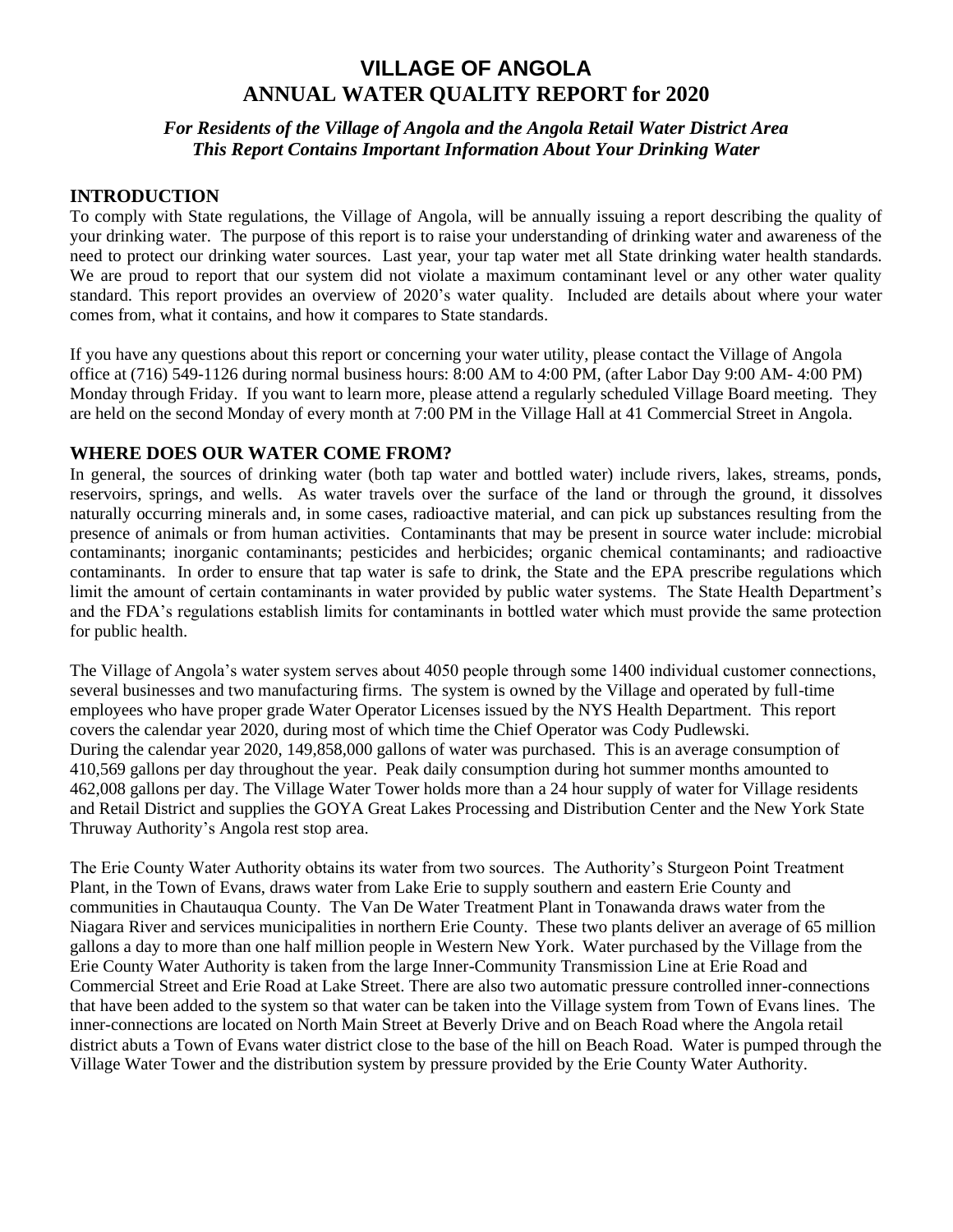# VILLAGE OF ANGOLA
# ANNUAL WATER QUALITY REPORT for 2020

***For Residents of the Village of Angola and the Angola Retail Water District Area***
***This Report Contains Important Information About Your Drinking Water***

## INTRODUCTION

To comply with State regulations, the Village of Angola, will be annually issuing a report describing the quality of your drinking water. The purpose of this report is to raise your understanding of drinking water and awareness of the need to protect our drinking water sources. Last year, your tap water met all State drinking water health standards. We are proud to report that our system did not violate a maximum contaminant level or any other water quality standard. This report provides an overview of 2020's water quality. Included are details about where your water comes from, what it contains, and how it compares to State standards.

If you have any questions about this report or concerning your water utility, please contact the Village of Angola office at (716) 549-1126 during normal business hours: 8:00 AM to 4:00 PM, (after Labor Day 9:00 AM- 4:00 PM) Monday through Friday. If you want to learn more, please attend a regularly scheduled Village Board meeting. They are held on the second Monday of every month at 7:00 PM in the Village Hall at 41 Commercial Street in Angola.

## WHERE DOES OUR WATER COME FROM?

In general, the sources of drinking water (both tap water and bottled water) include rivers, lakes, streams, ponds, reservoirs, springs, and wells. As water travels over the surface of the land or through the ground, it dissolves naturally occurring minerals and, in some cases, radioactive material, and can pick up substances resulting from the presence of animals or from human activities. Contaminants that may be present in source water include: microbial contaminants; inorganic contaminants; pesticides and herbicides; organic chemical contaminants; and radioactive contaminants. In order to ensure that tap water is safe to drink, the State and the EPA prescribe regulations which limit the amount of certain contaminants in water provided by public water systems. The State Health Department's and the FDA's regulations establish limits for contaminants in bottled water which must provide the same protection for public health.

The Village of Angola's water system serves about 4050 people through some 1400 individual customer connections, several businesses and two manufacturing firms. The system is owned by the Village and operated by full-time employees who have proper grade Water Operator Licenses issued by the NYS Health Department. This report covers the calendar year 2020, during most of which time the Chief Operator was Cody Pudlewski.
During the calendar year 2020, 149,858,000 gallons of water was purchased. This is an average consumption of 410,569 gallons per day throughout the year. Peak daily consumption during hot summer months amounted to 462,008 gallons per day. The Village Water Tower holds more than a 24 hour supply of water for Village residents and Retail District and supplies the GOYA Great Lakes Processing and Distribution Center and the New York State Thruway Authority's Angola rest stop area.

The Erie County Water Authority obtains its water from two sources. The Authority's Sturgeon Point Treatment Plant, in the Town of Evans, draws water from Lake Erie to supply southern and eastern Erie County and communities in Chautauqua County. The Van De Water Treatment Plant in Tonawanda draws water from the Niagara River and services municipalities in northern Erie County. These two plants deliver an average of 65 million gallons a day to more than one half million people in Western New York. Water purchased by the Village from the Erie County Water Authority is taken from the large Inner-Community Transmission Line at Erie Road and Commercial Street and Erie Road at Lake Street. There are also two automatic pressure controlled inner-connections that have been added to the system so that water can be taken into the Village system from Town of Evans lines. The inner-connections are located on North Main Street at Beverly Drive and on Beach Road where the Angola retail district abuts a Town of Evans water district close to the base of the hill on Beach Road. Water is pumped through the Village Water Tower and the distribution system by pressure provided by the Erie County Water Authority.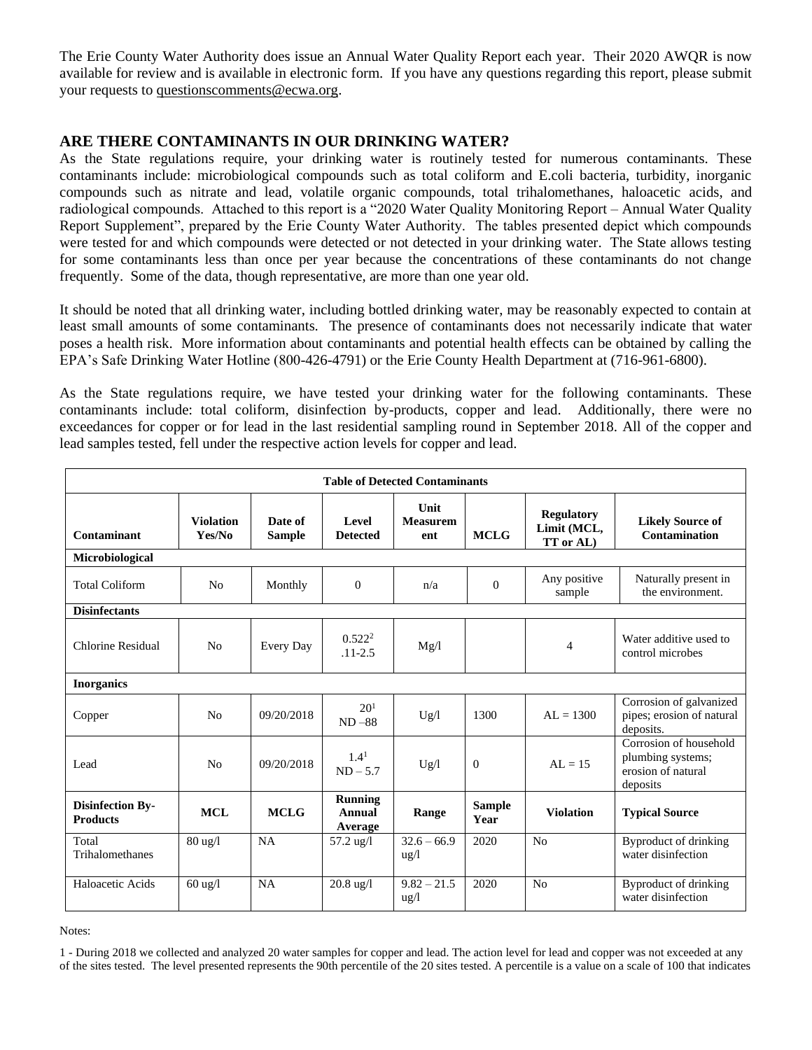The Erie County Water Authority does issue an Annual Water Quality Report each year. Their 2020 AWQR is now available for review and is available in electronic form. If you have any questions regarding this report, please submit your requests to questionscomments@ecwa.org.

## ARE THERE CONTAMINANTS IN OUR DRINKING WATER?

As the State regulations require, your drinking water is routinely tested for numerous contaminants. These contaminants include: microbiological compounds such as total coliform and E.coli bacteria, turbidity, inorganic compounds such as nitrate and lead, volatile organic compounds, total trihalomethanes, haloacetic acids, and radiological compounds. Attached to this report is a "2020 Water Quality Monitoring Report – Annual Water Quality Report Supplement", prepared by the Erie County Water Authority. The tables presented depict which compounds were tested for and which compounds were detected or not detected in your drinking water. The State allows testing for some contaminants less than once per year because the concentrations of these contaminants do not change frequently. Some of the data, though representative, are more than one year old.

It should be noted that all drinking water, including bottled drinking water, may be reasonably expected to contain at least small amounts of some contaminants. The presence of contaminants does not necessarily indicate that water poses a health risk. More information about contaminants and potential health effects can be obtained by calling the EPA's Safe Drinking Water Hotline (800-426-4791) or the Erie County Health Department at (716-961-6800).

As the State regulations require, we have tested your drinking water for the following contaminants. These contaminants include: total coliform, disinfection by-products, copper and lead. Additionally, there were no exceedances for copper or for lead in the last residential sampling round in September 2018. All of the copper and lead samples tested, fell under the respective action levels for copper and lead.

| Table of Detected Contaminants | | | | | | | |
|---|---|---|---|---|---|---|---|
| **Contaminant** | **Violation Yes/No** | **Date of Sample** | **Level Detected** | **Unit Measurement** | **MCLG** | **Regulatory Limit (MCL, TT or AL)** | **Likely Source of Contamination** |
| **Microbiological** | | | | | | | |
| Total Coliform | No | Monthly | 0 | n/a | 0 | Any positive sample | Naturally present in the environment. |
| **Disinfectants** | | | | | | | |
| Chlorine Residual | No | Every Day | 0.522[2] .11-2.5 | Mg/l | | 4 | Water additive used to control microbes |
| **Inorganics** | | | | | | | |
| Copper | No | 09/20/2018 | 20[1] ND –88 | Ug/l | 1300 | AL = 1300 | Corrosion of galvanized pipes; erosion of natural deposits. |
| Lead | No | 09/20/2018 | 1.4[1] ND – 5.7 | Ug/l | 0 | AL = 15 | Corrosion of household plumbing systems; erosion of natural deposits |
| **Disinfection By-Products** | **MCL** | **MCLG** | **Running Annual Average** | **Range** | **Sample Year** | **Violation** | **Typical Source** |
| Total Trihalomethanes | 80 ug/l | NA | 57.2 ug/l | 32.6 – 66.9 ug/l | 2020 | No | Byproduct of drinking water disinfection |
| Haloacetic Acids | 60 ug/l | NA | 20.8 ug/l | 9.82 – 21.5 ug/l | 2020 | No | Byproduct of drinking water disinfection |

Notes:

1 - During 2018 we collected and analyzed 20 water samples for copper and lead. The action level for lead and copper was not exceeded at any of the sites tested. The level presented represents the 90th percentile of the 20 sites tested. A percentile is a value on a scale of 100 that indicates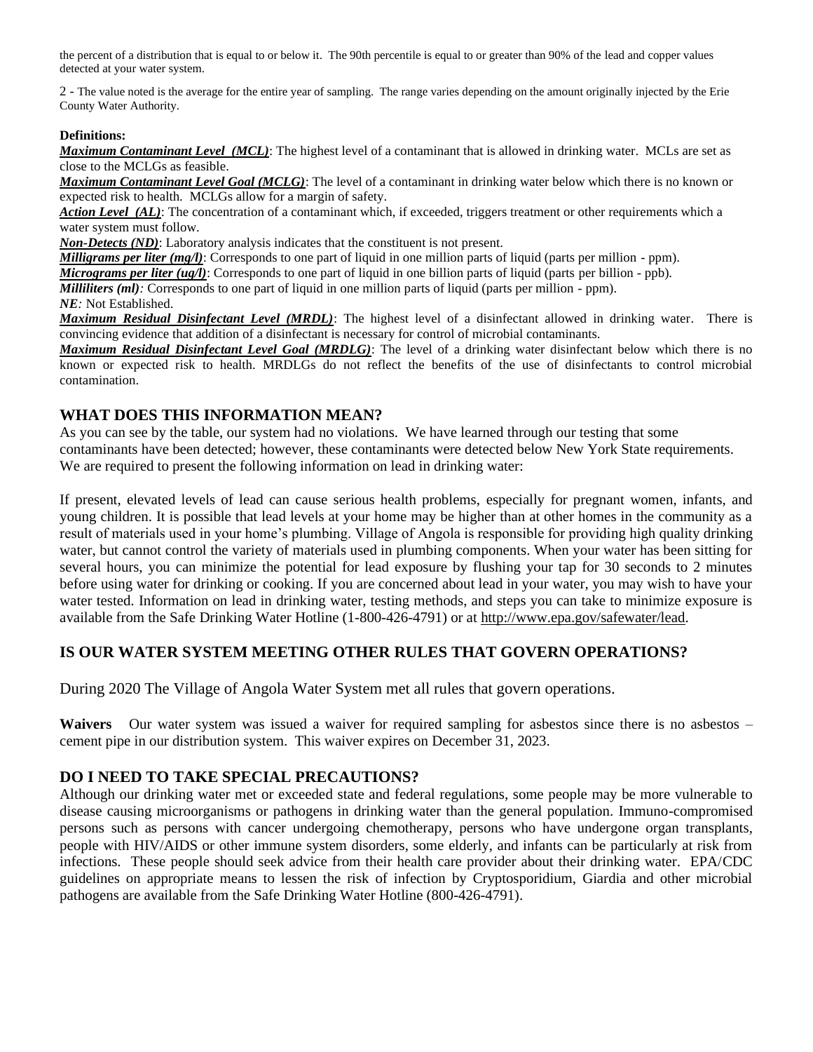the percent of a distribution that is equal to or below it. The 90th percentile is equal to or greater than 90% of the lead and copper values detected at your water system.

2 - The value noted is the average for the entire year of sampling. The range varies depending on the amount originally injected by the Erie County Water Authority.

**Definitions:**

***Maximum Contaminant Level (MCL)***: The highest level of a contaminant that is allowed in drinking water. MCLs are set as close to the MCLGs as feasible.

***Maximum Contaminant Level Goal (MCLG)***: The level of a contaminant in drinking water below which there is no known or expected risk to health. MCLGs allow for a margin of safety.

***Action Level (AL)***: The concentration of a contaminant which, if exceeded, triggers treatment or other requirements which a water system must follow.

***Non-Detects (ND)***: Laboratory analysis indicates that the constituent is not present.

***Milligrams per liter (mg/l)***: Corresponds to one part of liquid in one million parts of liquid (parts per million - ppm).

***Micrograms per liter (ug/l)***: Corresponds to one part of liquid in one billion parts of liquid (parts per billion - ppb).

***Milliliters (ml)***: Corresponds to one part of liquid in one million parts of liquid (parts per million - ppm).

***NE***: Not Established.

***Maximum Residual Disinfectant Level (MRDL)***: The highest level of a disinfectant allowed in drinking water. There is convincing evidence that addition of a disinfectant is necessary for control of microbial contaminants.

***Maximum Residual Disinfectant Level Goal (MRDLG)***: The level of a drinking water disinfectant below which there is no known or expected risk to health. MRDLGs do not reflect the benefits of the use of disinfectants to control microbial contamination.

## WHAT DOES THIS INFORMATION MEAN?

As you can see by the table, our system had no violations. We have learned through our testing that some contaminants have been detected; however, these contaminants were detected below New York State requirements. We are required to present the following information on lead in drinking water:

If present, elevated levels of lead can cause serious health problems, especially for pregnant women, infants, and young children. It is possible that lead levels at your home may be higher than at other homes in the community as a result of materials used in your home's plumbing. Village of Angola is responsible for providing high quality drinking water, but cannot control the variety of materials used in plumbing components. When your water has been sitting for several hours, you can minimize the potential for lead exposure by flushing your tap for 30 seconds to 2 minutes before using water for drinking or cooking. If you are concerned about lead in your water, you may wish to have your water tested. Information on lead in drinking water, testing methods, and steps you can take to minimize exposure is available from the Safe Drinking Water Hotline (1-800-426-4791) or at http://www.epa.gov/safewater/lead.

## IS OUR WATER SYSTEM MEETING OTHER RULES THAT GOVERN OPERATIONS?

During 2020 The Village of Angola Water System met all rules that govern operations.

**Waivers** Our water system was issued a waiver for required sampling for asbestos since there is no asbestos – cement pipe in our distribution system. This waiver expires on December 31, 2023.

## DO I NEED TO TAKE SPECIAL PRECAUTIONS?

Although our drinking water met or exceeded state and federal regulations, some people may be more vulnerable to disease causing microorganisms or pathogens in drinking water than the general population. Immuno-compromised persons such as persons with cancer undergoing chemotherapy, persons who have undergone organ transplants, people with HIV/AIDS or other immune system disorders, some elderly, and infants can be particularly at risk from infections. These people should seek advice from their health care provider about their drinking water. EPA/CDC guidelines on appropriate means to lessen the risk of infection by Cryptosporidium, Giardia and other microbial pathogens are available from the Safe Drinking Water Hotline (800-426-4791).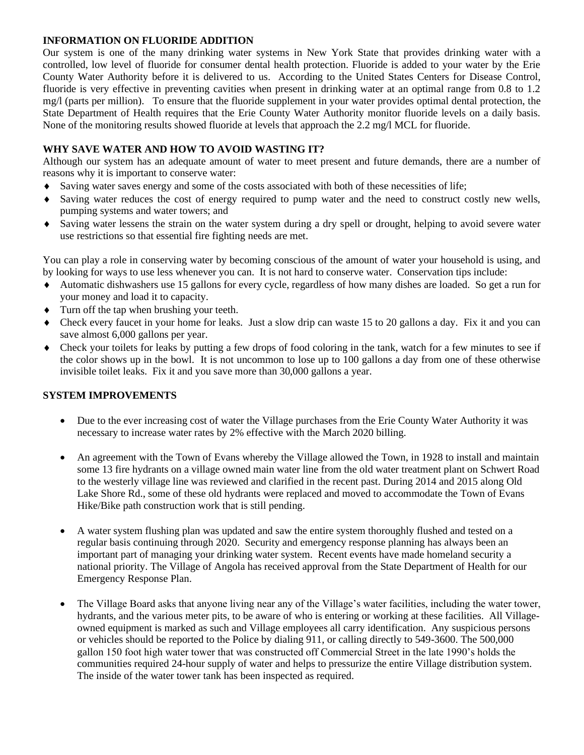## INFORMATION ON FLUORIDE ADDITION

Our system is one of the many drinking water systems in New York State that provides drinking water with a controlled, low level of fluoride for consumer dental health protection. Fluoride is added to your water by the Erie County Water Authority before it is delivered to us. According to the United States Centers for Disease Control, fluoride is very effective in preventing cavities when present in drinking water at an optimal range from 0.8 to 1.2 mg/l (parts per million). To ensure that the fluoride supplement in your water provides optimal dental protection, the State Department of Health requires that the Erie County Water Authority monitor fluoride levels on a daily basis. None of the monitoring results showed fluoride at levels that approach the 2.2 mg/l MCL for fluoride.

## WHY SAVE WATER AND HOW TO AVOID WASTING IT?

Although our system has an adequate amount of water to meet present and future demands, there are a number of reasons why it is important to conserve water:

- Saving water saves energy and some of the costs associated with both of these necessities of life;
- Saving water reduces the cost of energy required to pump water and the need to construct costly new wells, pumping systems and water towers; and
- Saving water lessens the strain on the water system during a dry spell or drought, helping to avoid severe water use restrictions so that essential fire fighting needs are met.

You can play a role in conserving water by becoming conscious of the amount of water your household is using, and by looking for ways to use less whenever you can. It is not hard to conserve water. Conservation tips include:

- Automatic dishwashers use 15 gallons for every cycle, regardless of how many dishes are loaded. So get a run for your money and load it to capacity.
- Turn off the tap when brushing your teeth.
- Check every faucet in your home for leaks. Just a slow drip can waste 15 to 20 gallons a day. Fix it and you can save almost 6,000 gallons per year.
- Check your toilets for leaks by putting a few drops of food coloring in the tank, watch for a few minutes to see if the color shows up in the bowl. It is not uncommon to lose up to 100 gallons a day from one of these otherwise invisible toilet leaks. Fix it and you save more than 30,000 gallons a year.

## SYSTEM IMPROVEMENTS

- Due to the ever increasing cost of water the Village purchases from the Erie County Water Authority it was necessary to increase water rates by 2% effective with the March 2020 billing.
- An agreement with the Town of Evans whereby the Village allowed the Town, in 1928 to install and maintain some 13 fire hydrants on a village owned main water line from the old water treatment plant on Schwert Road to the westerly village line was reviewed and clarified in the recent past. During 2014 and 2015 along Old Lake Shore Rd., some of these old hydrants were replaced and moved to accommodate the Town of Evans Hike/Bike path construction work that is still pending.
- A water system flushing plan was updated and saw the entire system thoroughly flushed and tested on a regular basis continuing through 2020. Security and emergency response planning has always been an important part of managing your drinking water system. Recent events have made homeland security a national priority. The Village of Angola has received approval from the State Department of Health for our Emergency Response Plan.
- The Village Board asks that anyone living near any of the Village's water facilities, including the water tower, hydrants, and the various meter pits, to be aware of who is entering or working at these facilities. All Village-owned equipment is marked as such and Village employees all carry identification. Any suspicious persons or vehicles should be reported to the Police by dialing 911, or calling directly to 549-3600. The 500,000 gallon 150 foot high water tower that was constructed off Commercial Street in the late 1990's holds the communities required 24-hour supply of water and helps to pressurize the entire Village distribution system. The inside of the water tower tank has been inspected as required.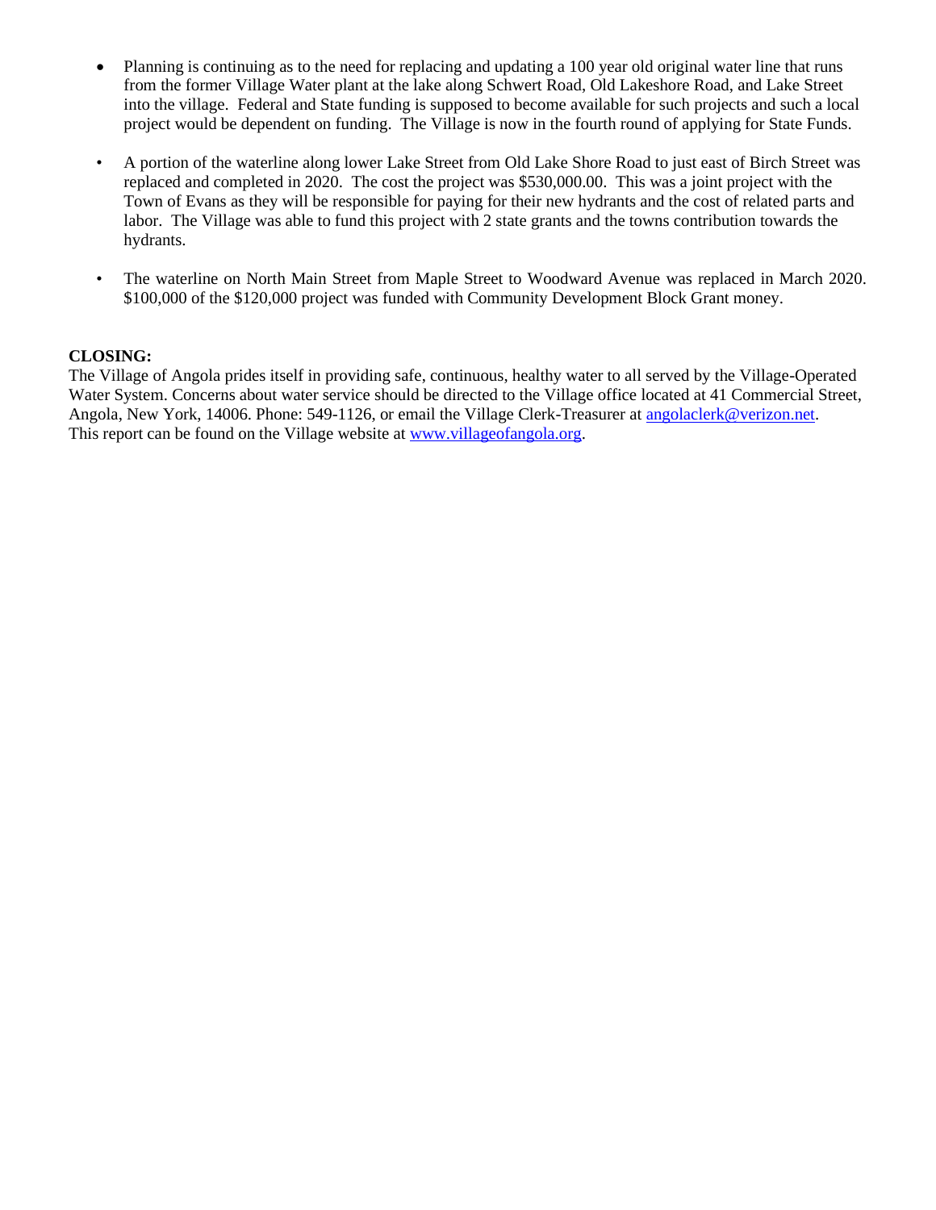- Planning is continuing as to the need for replacing and updating a 100 year old original water line that runs from the former Village Water plant at the lake along Schwert Road, Old Lakeshore Road, and Lake Street into the village. Federal and State funding is supposed to become available for such projects and such a local project would be dependent on funding. The Village is now in the fourth round of applying for State Funds.

- A portion of the waterline along lower Lake Street from Old Lake Shore Road to just east of Birch Street was replaced and completed in 2020. The cost the project was $530,000.00. This was a joint project with the Town of Evans as they will be responsible for paying for their new hydrants and the cost of related parts and labor. The Village was able to fund this project with 2 state grants and the towns contribution towards the hydrants.

- The waterline on North Main Street from Maple Street to Woodward Avenue was replaced in March 2020. $100,000 of the $120,000 project was funded with Community Development Block Grant money.

**CLOSING:**

The Village of Angola prides itself in providing safe, continuous, healthy water to all served by the Village-Operated Water System. Concerns about water service should be directed to the Village office located at 41 Commercial Street, Angola, New York, 14006. Phone: 549-1126, or email the Village Clerk-Treasurer at angolaclerk@verizon.net.
This report can be found on the Village website at www.villageofangola.org.